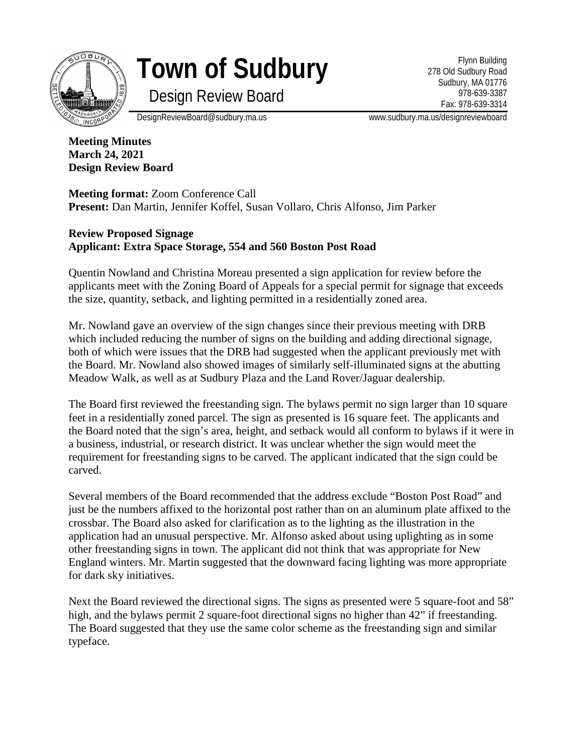# Town of Sudbury

## Design Review Board

Flynn Building
278 Old Sudbury Road
Sudbury, MA 01776
978-639-3387
Fax: 978-639-3314

DesignReviewBoard@sudbury.ma.us www.sudbury.ma.us/designreviewboard

**Meeting Minutes**
**March 24, 2021**
**Design Review Board**

**Meeting format:** Zoom Conference Call
**Present:** Dan Martin, Jennifer Koffel, Susan Vollaro, Chris Alfonso, Jim Parker

**Review Proposed Signage**
**Applicant: Extra Space Storage, 554 and 560 Boston Post Road**

Quentin Nowland and Christina Moreau presented a sign application for review before the applicants meet with the Zoning Board of Appeals for a special permit for signage that exceeds the size, quantity, setback, and lighting permitted in a residentially zoned area.

Mr. Nowland gave an overview of the sign changes since their previous meeting with DRB which included reducing the number of signs on the building and adding directional signage, both of which were issues that the DRB had suggested when the applicant previously met with the Board. Mr. Nowland also showed images of similarly self-illuminated signs at the abutting Meadow Walk, as well as at Sudbury Plaza and the Land Rover/Jaguar dealership.

The Board first reviewed the freestanding sign. The bylaws permit no sign larger than 10 square feet in a residentially zoned parcel. The sign as presented is 16 square feet. The applicants and the Board noted that the sign's area, height, and setback would all conform to bylaws if it were in a business, industrial, or research district. It was unclear whether the sign would meet the requirement for freestanding signs to be carved. The applicant indicated that the sign could be carved.

Several members of the Board recommended that the address exclude "Boston Post Road" and just be the numbers affixed to the horizontal post rather than on an aluminum plate affixed to the crossbar. The Board also asked for clarification as to the lighting as the illustration in the application had an unusual perspective. Mr. Alfonso asked about using uplighting as in some other freestanding signs in town. The applicant did not think that was appropriate for New England winters. Mr. Martin suggested that the downward facing lighting was more appropriate for dark sky initiatives.

Next the Board reviewed the directional signs. The signs as presented were 5 square-foot and 58" high, and the bylaws permit 2 square-foot directional signs no higher than 42" if freestanding. The Board suggested that they use the same color scheme as the freestanding sign and similar typeface.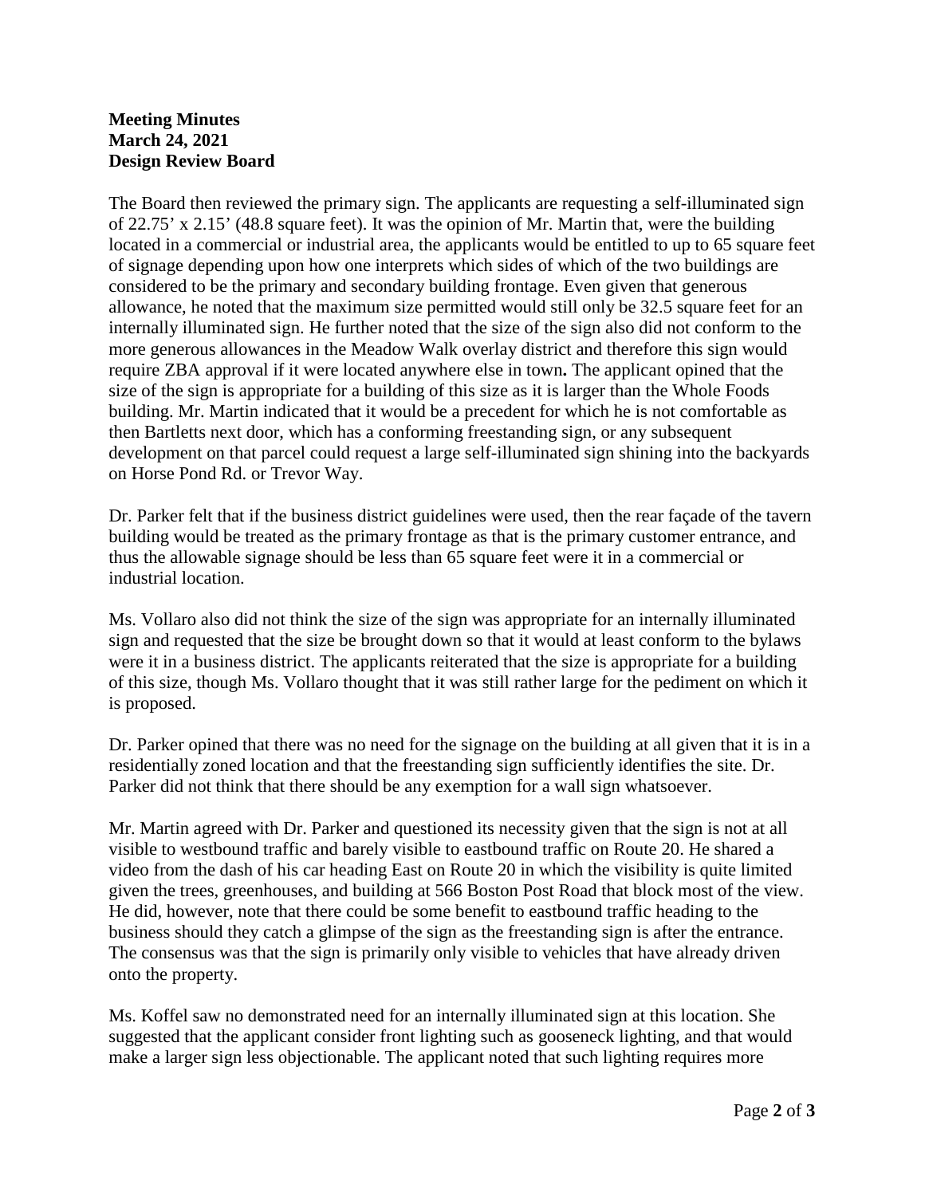**Meeting Minutes**
**March 24, 2021**
**Design Review Board**

The Board then reviewed the primary sign. The applicants are requesting a self-illuminated sign of 22.75' x 2.15' (48.8 square feet). It was the opinion of Mr. Martin that, were the building located in a commercial or industrial area, the applicants would be entitled to up to 65 square feet of signage depending upon how one interprets which sides of which of the two buildings are considered to be the primary and secondary building frontage. Even given that generous allowance, he noted that the maximum size permitted would still only be 32.5 square feet for an internally illuminated sign. He further noted that the size of the sign also did not conform to the more generous allowances in the Meadow Walk overlay district and therefore this sign would require ZBA approval if it were located anywhere else in town**.** The applicant opined that the size of the sign is appropriate for a building of this size as it is larger than the Whole Foods building. Mr. Martin indicated that it would be a precedent for which he is not comfortable as then Bartletts next door, which has a conforming freestanding sign, or any subsequent development on that parcel could request a large self-illuminated sign shining into the backyards on Horse Pond Rd. or Trevor Way.

Dr. Parker felt that if the business district guidelines were used, then the rear façade of the tavern building would be treated as the primary frontage as that is the primary customer entrance, and thus the allowable signage should be less than 65 square feet were it in a commercial or industrial location.

Ms. Vollaro also did not think the size of the sign was appropriate for an internally illuminated sign and requested that the size be brought down so that it would at least conform to the bylaws were it in a business district. The applicants reiterated that the size is appropriate for a building of this size, though Ms. Vollaro thought that it was still rather large for the pediment on which it is proposed.

Dr. Parker opined that there was no need for the signage on the building at all given that it is in a residentially zoned location and that the freestanding sign sufficiently identifies the site. Dr. Parker did not think that there should be any exemption for a wall sign whatsoever.

Mr. Martin agreed with Dr. Parker and questioned its necessity given that the sign is not at all visible to westbound traffic and barely visible to eastbound traffic on Route 20. He shared a video from the dash of his car heading East on Route 20 in which the visibility is quite limited given the trees, greenhouses, and building at 566 Boston Post Road that block most of the view. He did, however, note that there could be some benefit to eastbound traffic heading to the business should they catch a glimpse of the sign as the freestanding sign is after the entrance. The consensus was that the sign is primarily only visible to vehicles that have already driven onto the property.

Ms. Koffel saw no demonstrated need for an internally illuminated sign at this location. She suggested that the applicant consider front lighting such as gooseneck lighting, and that would make a larger sign less objectionable. The applicant noted that such lighting requires more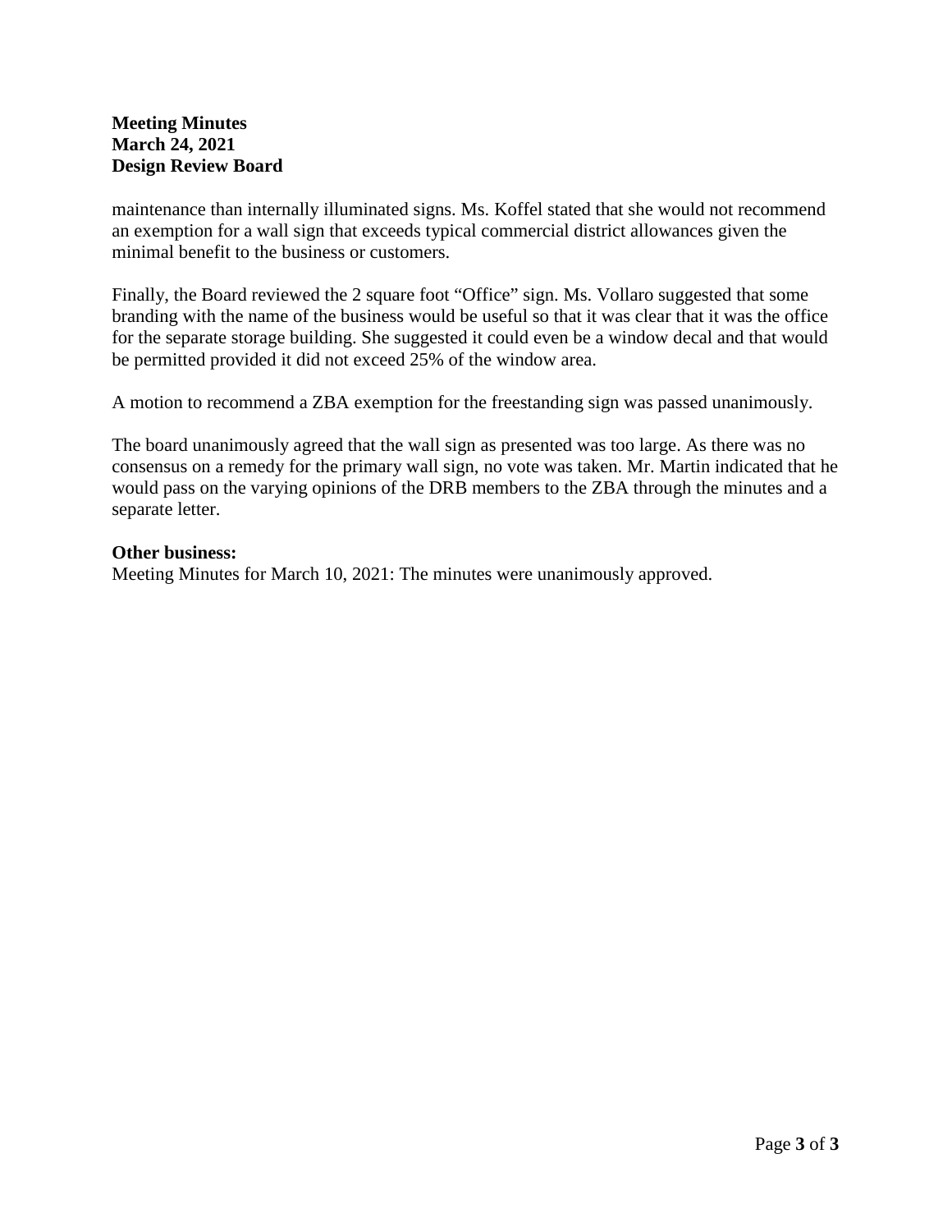maintenance than internally illuminated signs. Ms. Koffel stated that she would not recommend an exemption for a wall sign that exceeds typical commercial district allowances given the minimal benefit to the business or customers.

Finally, the Board reviewed the 2 square foot "Office" sign. Ms. Vollaro suggested that some branding with the name of the business would be useful so that it was clear that it was the office for the separate storage building. She suggested it could even be a window decal and that would be permitted provided it did not exceed 25% of the window area.

A motion to recommend a ZBA exemption for the freestanding sign was passed unanimously.

The board unanimously agreed that the wall sign as presented was too large. As there was no consensus on a remedy for the primary wall sign, no vote was taken. Mr. Martin indicated that he would pass on the varying opinions of the DRB members to the ZBA through the minutes and a separate letter.

**Other business:**
Meeting Minutes for March 10, 2021: The minutes were unanimously approved.